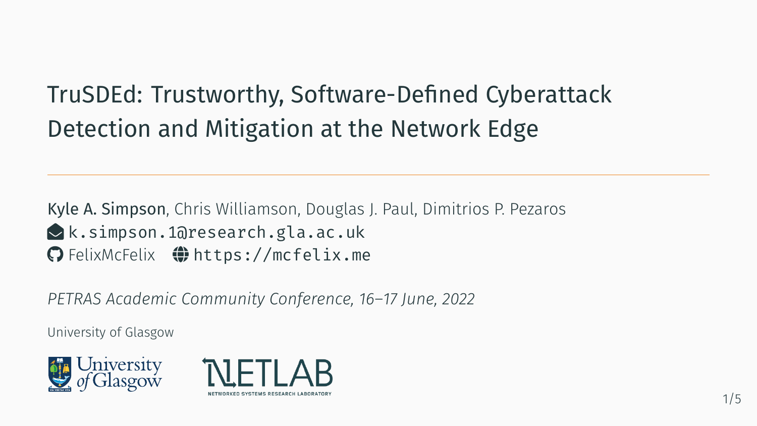# TruSDEd: Trustworthy, Software-Defined Cyberattack Detection and Mitigation at the Network Edge

---

**Kyle A. Simpson**, Chris Williamson, Douglas J. Paul, Dimitrios P. Pezaros

`k.simpson.1@research.gla.ac.uk`

FelixMcFelix `https://mcfelix.me`

*PETRAS Academic Community Conference, 16–17 June, 2022*

University of Glasgow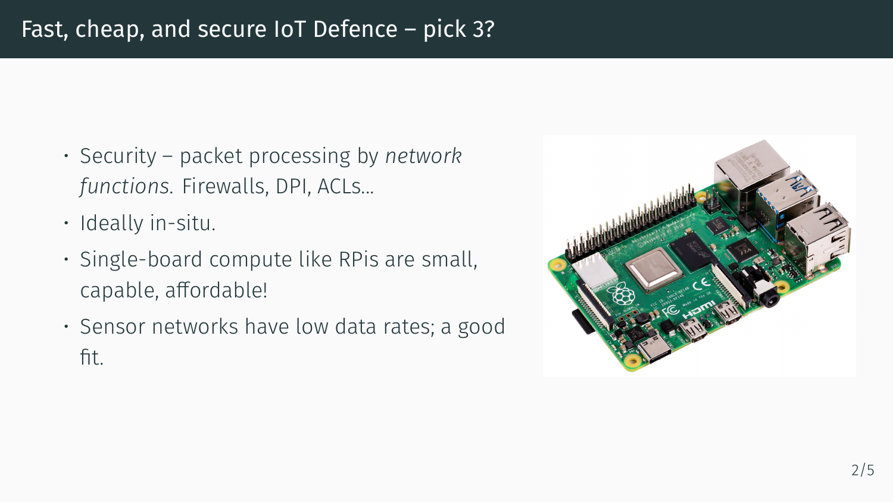# Fast, cheap, and secure IoT Defence – pick 3?

- Security – packet processing by *network functions*. Firewalls, DPI, ACLs...
- Ideally in-situ.
- Single-board compute like RPis are small, capable, affordable!
- Sensor networks have low data rates; a good fit.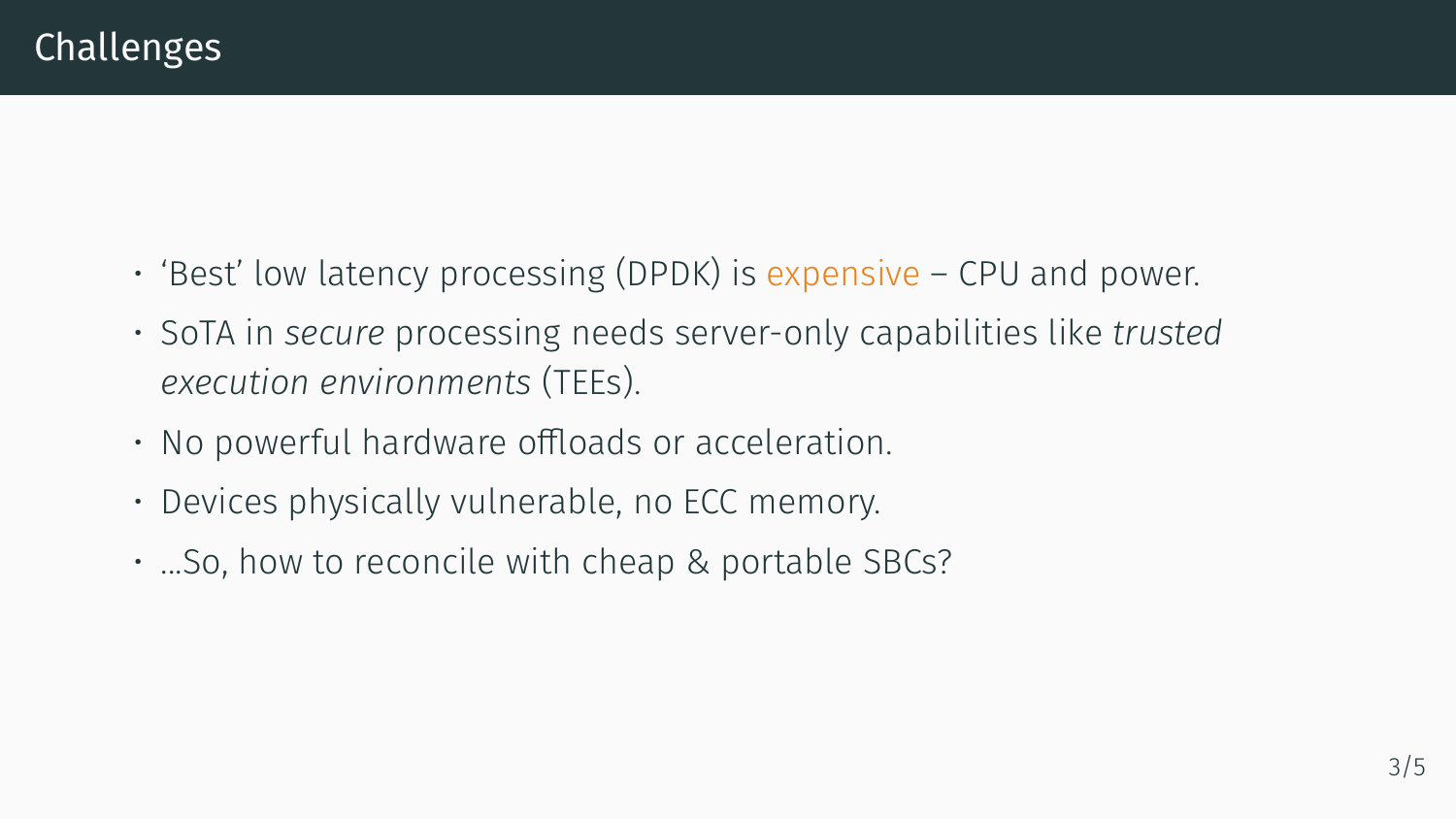# Challenges

- ‘Best’ low latency processing (DPDK) is expensive – CPU and power.
- SoTA in *secure* processing needs server-only capabilities like *trusted execution environments* (TEEs).
- No powerful hardware offloads or acceleration.
- Devices physically vulnerable, no ECC memory.
- …So, how to reconcile with cheap & portable SBCs?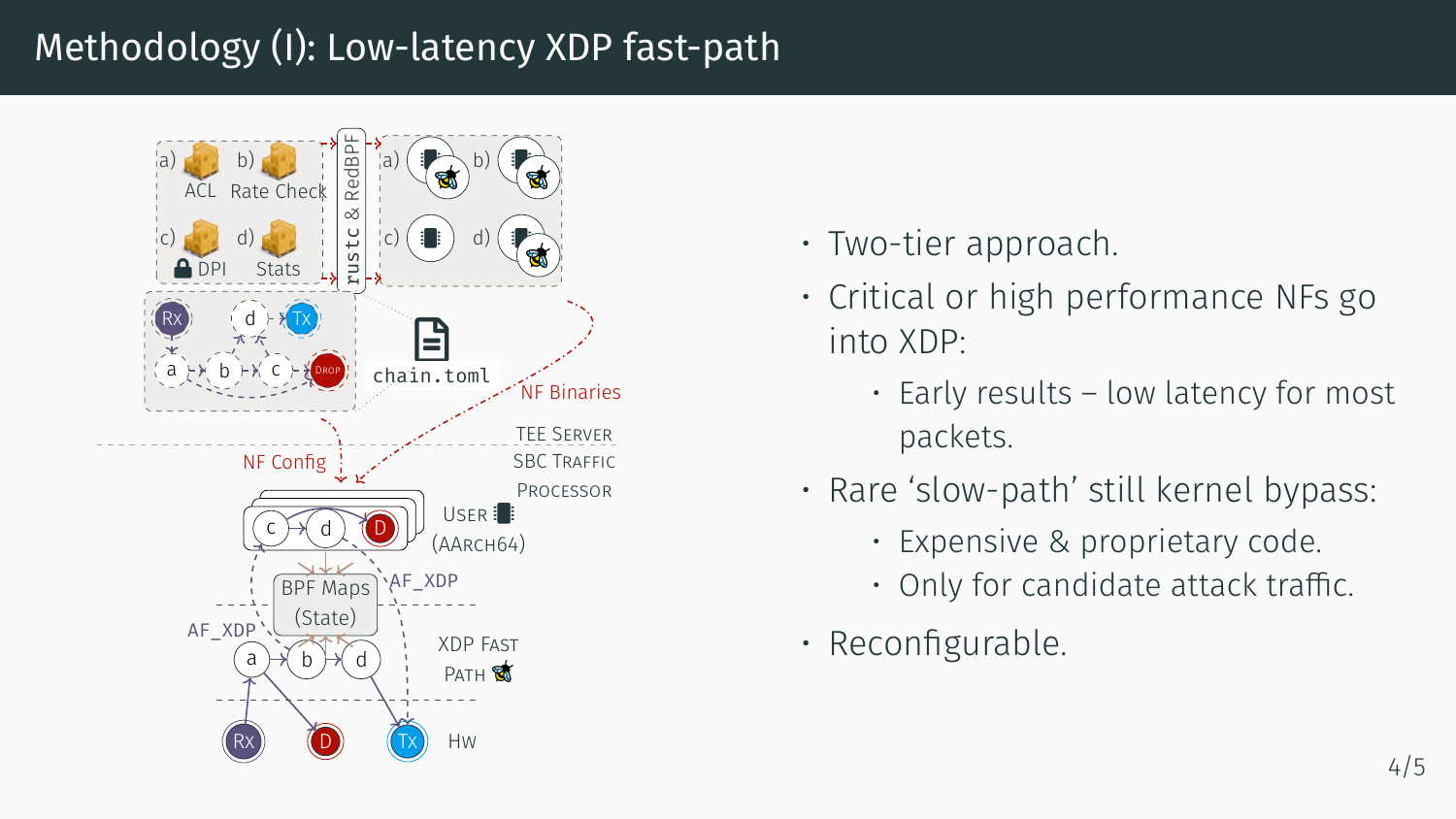# Methodology (I): Low-latency XDP fast-path

- Two-tier approach.
- Critical or high performance NFs go into XDP:
  - Early results – low latency for most packets.
- Rare 'slow-path' still kernel bypass:
  - Expensive & proprietary code.
  - Only for candidate attack traffic.
- Reconfigurable.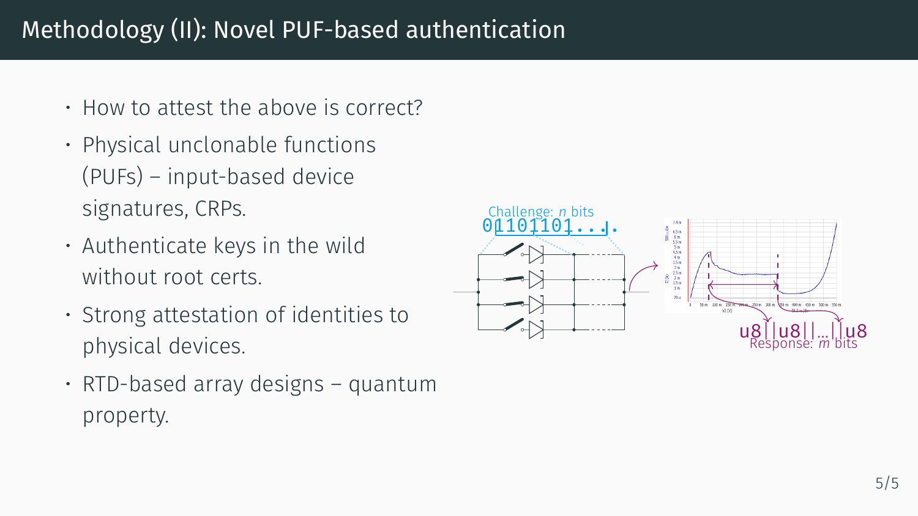# Methodology (II): Novel PUF-based authentication

- How to attest the above is correct?
- Physical unclonable functions (PUFs) – input-based device signatures, CRPs.
- Authenticate keys in the wild without root certs.
- Strong attestation of identities to physical devices.
- RTD-based array designs – quantum property.

Challenge: $n$ bits

01101101...

u8||u8||...||u8

Response: $m$ bits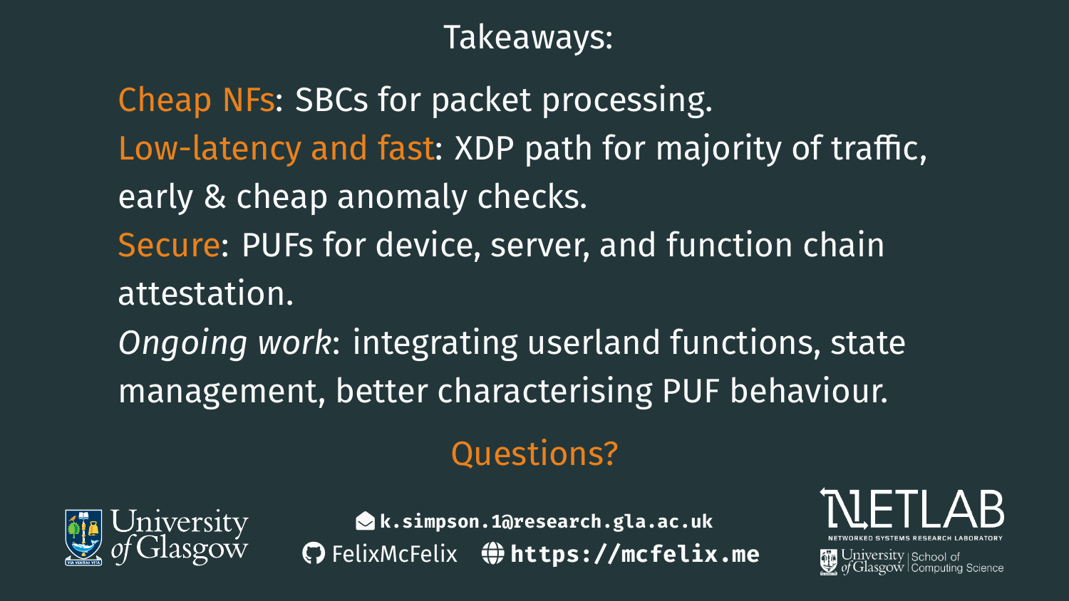## Takeaways:

Cheap NFs: SBCs for packet processing.

Low-latency and fast: XDP path for majority of traffic, early & cheap anomaly checks.

Secure: PUFs for device, server, and function chain attestation.

*Ongoing work*: integrating userland functions, state management, better characterising PUF behaviour.

### Questions?

**k.simpson.1@research.gla.ac.uk**

FelixMcFelix **https://mcfelix.me**

University of Glasgow

NETLAB — NETWORKED SYSTEMS RESEARCH LABORATORY

University of Glasgow | School of Computing Science